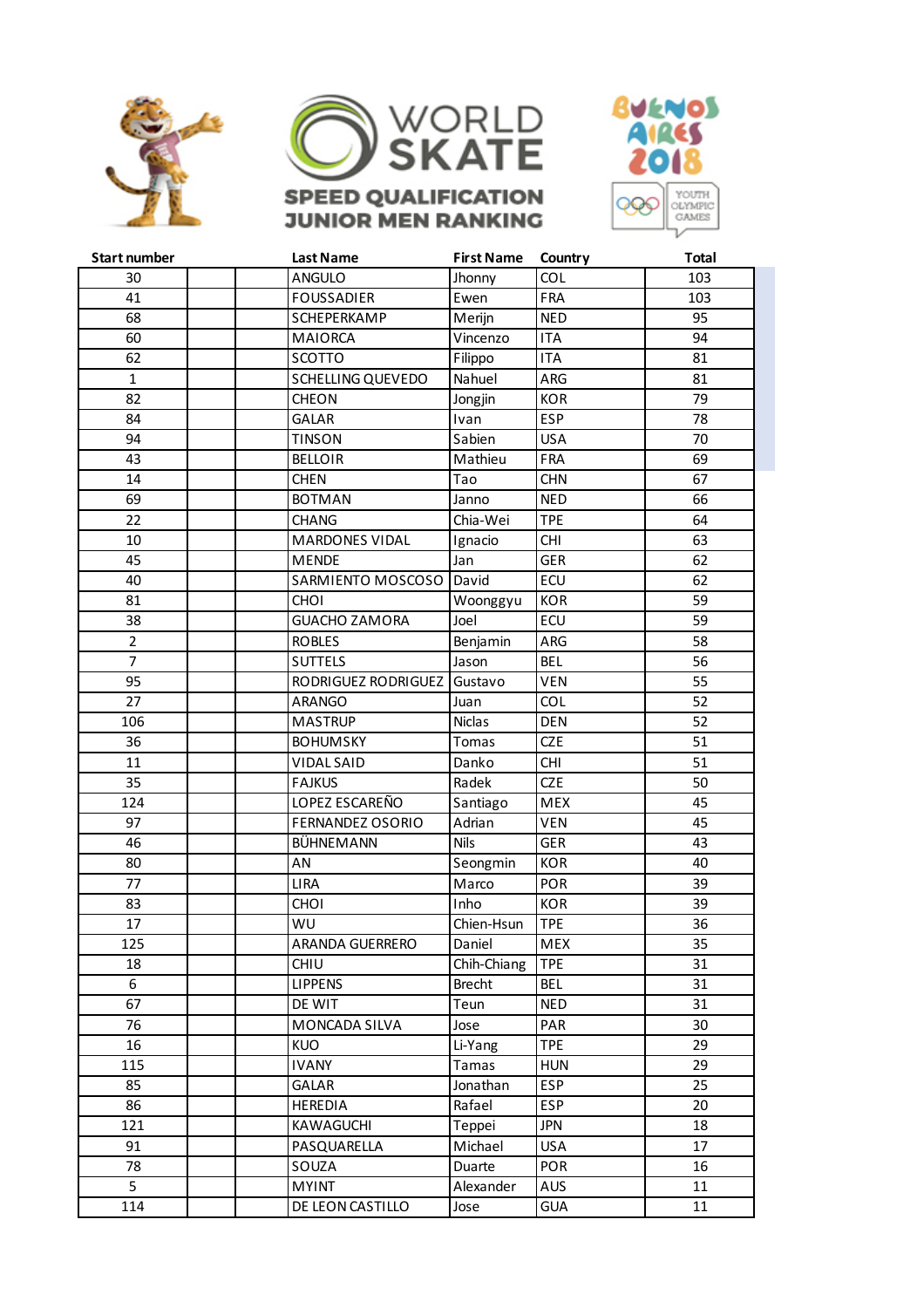WORLD SKATE

**SPEED QUALIFICATION JUNIOR MEN RANKING**

BUENOS AIRES 2018

YOUTH OLYMPIC GAMES

| Start number | | | Last Name | First Name | Country | Total |
|---|---|---|---|---|---|---|
| 30 | | | ANGULO | Jhonny | COL | 103 |
| 41 | | | FOUSSADIER | Ewen | FRA | 103 |
| 68 | | | SCHEPERKAMP | Merijn | NED | 95 |
| 60 | | | MAIORCA | Vincenzo | ITA | 94 |
| 62 | | | SCOTTO | Filippo | ITA | 81 |
| 1 | | | SCHELLING QUEVEDO | Nahuel | ARG | 81 |
| 82 | | | CHEON | Jongjin | KOR | 79 |
| 84 | | | GALAR | Ivan | ESP | 78 |
| 94 | | | TINSON | Sabien | USA | 70 |
| 43 | | | BELLOIR | Mathieu | FRA | 69 |
| 14 | | | CHEN | Tao | CHN | 67 |
| 69 | | | BOTMAN | Janno | NED | 66 |
| 22 | | | CHANG | Chia-Wei | TPE | 64 |
| 10 | | | MARDONES VIDAL | Ignacio | CHI | 63 |
| 45 | | | MENDE | Jan | GER | 62 |
| 40 | | | SARMIENTO MOSCOSO | David | ECU | 62 |
| 81 | | | CHOI | Woonggyu | KOR | 59 |
| 38 | | | GUACHO ZAMORA | Joel | ECU | 59 |
| 2 | | | ROBLES | Benjamin | ARG | 58 |
| 7 | | | SUTTELS | Jason | BEL | 56 |
| 95 | | | RODRIGUEZ RODRIGUEZ | Gustavo | VEN | 55 |
| 27 | | | ARANGO | Juan | COL | 52 |
| 106 | | | MASTRUP | Niclas | DEN | 52 |
| 36 | | | BOHUMSKY | Tomas | CZE | 51 |
| 11 | | | VIDAL SAID | Danko | CHI | 51 |
| 35 | | | FAJKUS | Radek | CZE | 50 |
| 124 | | | LOPEZ ESCAREÑO | Santiago | MEX | 45 |
| 97 | | | FERNANDEZ OSORIO | Adrian | VEN | 45 |
| 46 | | | BÜHNEMANN | Nils | GER | 43 |
| 80 | | | AN | Seongmin | KOR | 40 |
| 77 | | | LIRA | Marco | POR | 39 |
| 83 | | | CHOI | Inho | KOR | 39 |
| 17 | | | WU | Chien-Hsun | TPE | 36 |
| 125 | | | ARANDA GUERRERO | Daniel | MEX | 35 |
| 18 | | | CHIU | Chih-Chiang | TPE | 31 |
| 6 | | | LIPPENS | Brecht | BEL | 31 |
| 67 | | | DE WIT | Teun | NED | 31 |
| 76 | | | MONCADA SILVA | Jose | PAR | 30 |
| 16 | | | KUO | Li-Yang | TPE | 29 |
| 115 | | | IVANY | Tamas | HUN | 29 |
| 85 | | | GALAR | Jonathan | ESP | 25 |
| 86 | | | HEREDIA | Rafael | ESP | 20 |
| 121 | | | KAWAGUCHI | Teppei | JPN | 18 |
| 91 | | | PASQUARELLA | Michael | USA | 17 |
| 78 | | | SOUZA | Duarte | POR | 16 |
| 5 | | | MYINT | Alexander | AUS | 11 |
| 114 | | | DE LEON CASTILLO | Jose | GUA | 11 |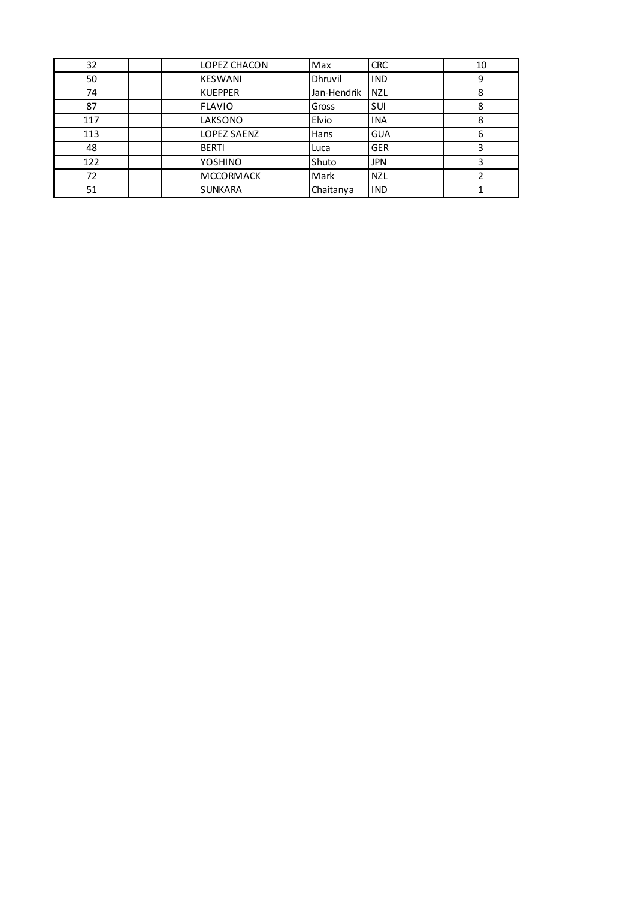| | | | | | | |
|---|---|---|---|---|---|---|
| 32 | | | LOPEZ CHACON | Max | CRC | 10 |
| 50 | | | KESWANI | Dhruvil | IND | 9 |
| 74 | | | KUEPPER | Jan-Hendrik | NZL | 8 |
| 87 | | | FLAVIO | Gross | SUI | 8 |
| 117 | | | LAKSONO | Elvio | INA | 8 |
| 113 | | | LOPEZ SAENZ | Hans | GUA | 6 |
| 48 | | | BERTI | Luca | GER | 3 |
| 122 | | | YOSHINO | Shuto | JPN | 3 |
| 72 | | | MCCORMACK | Mark | NZL | 2 |
| 51 | | | SUNKARA | Chaitanya | IND | 1 |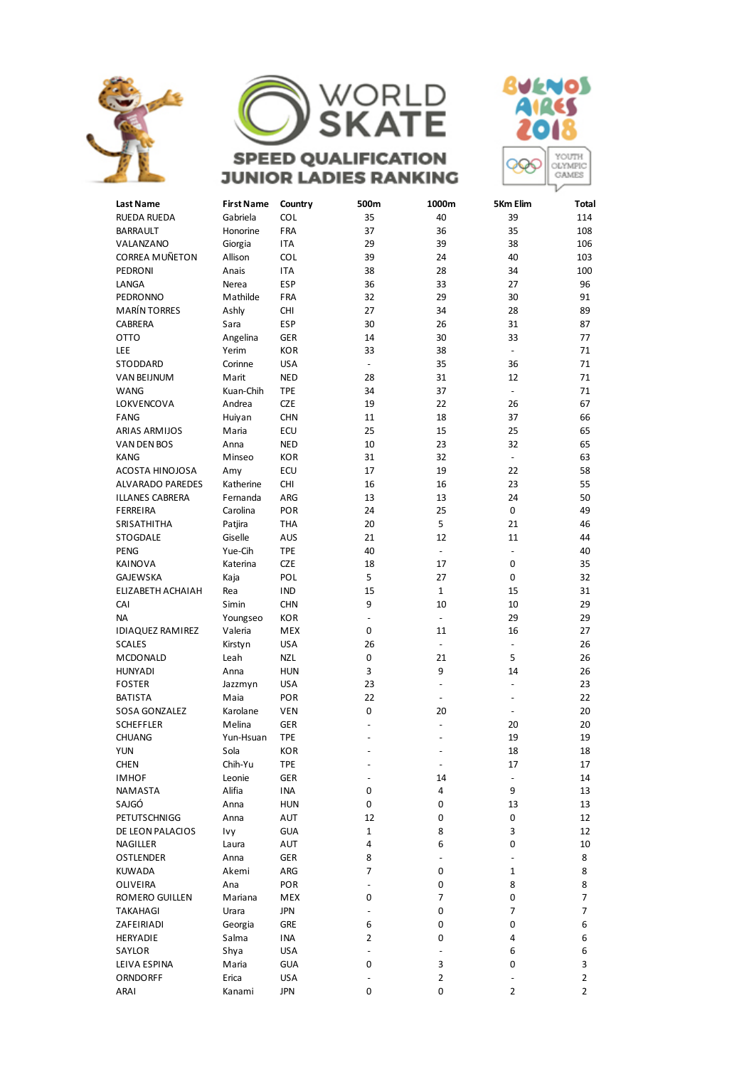# WORLD SKATE

## SPEED QUALIFICATION JUNIOR LADIES RANKING

BUENOS AIRES 2018

YOUTH OLYMPIC GAMES

| Last Name | First Name | Country | 500m | 1000m | 5Km Elim | Total |
|---|---|---|---|---|---|---|
| RUEDA RUEDA | Gabriela | COL | 35 | 40 | 39 | 114 |
| BARRAULT | Honorine | FRA | 37 | 36 | 35 | 108 |
| VALANZANO | Giorgia | ITA | 29 | 39 | 38 | 106 |
| CORREA MUÑETON | Allison | COL | 39 | 24 | 40 | 103 |
| PEDRONI | Anais | ITA | 38 | 28 | 34 | 100 |
| LANGA | Nerea | ESP | 36 | 33 | 27 | 96 |
| PEDRONNO | Mathilde | FRA | 32 | 29 | 30 | 91 |
| MARÍN TORRES | Ashly | CHI | 27 | 34 | 28 | 89 |
| CABRERA | Sara | ESP | 30 | 26 | 31 | 87 |
| OTTO | Angelina | GER | 14 | 30 | 33 | 77 |
| LEE | Yerim | KOR | 33 | 38 | - | 71 |
| STODDARD | Corinne | USA | - | 35 | 36 | 71 |
| VAN BEIJNUM | Marit | NED | 28 | 31 | 12 | 71 |
| WANG | Kuan-Chih | TPE | 34 | 37 | - | 71 |
| LOKVENCOVA | Andrea | CZE | 19 | 22 | 26 | 67 |
| FANG | Huiyan | CHN | 11 | 18 | 37 | 66 |
| ARIAS ARMIJOS | Maria | ECU | 25 | 15 | 25 | 65 |
| VAN DEN BOS | Anna | NED | 10 | 23 | 32 | 65 |
| KANG | Minseo | KOR | 31 | 32 | - | 63 |
| ACOSTA HINOJOSA | Amy | ECU | 17 | 19 | 22 | 58 |
| ALVARADO PAREDES | Katherine | CHI | 16 | 16 | 23 | 55 |
| ILLANES CABRERA | Fernanda | ARG | 13 | 13 | 24 | 50 |
| FERREIRA | Carolina | POR | 24 | 25 | 0 | 49 |
| SRISATHITHA | Patjira | THA | 20 | 5 | 21 | 46 |
| STOGDALE | Giselle | AUS | 21 | 12 | 11 | 44 |
| PENG | Yue-Cih | TPE | 40 | - | - | 40 |
| KAINOVA | Katerina | CZE | 18 | 17 | 0 | 35 |
| GAJEWSKA | Kaja | POL | 5 | 27 | 0 | 32 |
| ELIZABETH ACHAIAH | Rea | IND | 15 | 1 | 15 | 31 |
| CAI | Simin | CHN | 9 | 10 | 10 | 29 |
| NA | Youngseo | KOR | - | - | 29 | 29 |
| IDIAQUEZ RAMIREZ | Valeria | MEX | 0 | 11 | 16 | 27 |
| SCALES | Kirstyn | USA | 26 | - | - | 26 |
| MCDONALD | Leah | NZL | 0 | 21 | 5 | 26 |
| HUNYADI | Anna | HUN | 3 | 9 | 14 | 26 |
| FOSTER | Jazzmyn | USA | 23 | - | - | 23 |
| BATISTA | Maia | POR | 22 | - | - | 22 |
| SOSA GONZALEZ | Karolane | VEN | 0 | 20 | - | 20 |
| SCHEFFLER | Melina | GER | - | - | 20 | 20 |
| CHUANG | Yun-Hsuan | TPE | - | - | 19 | 19 |
| YUN | Sola | KOR | - | - | 18 | 18 |
| CHEN | Chih-Yu | TPE | - | - | 17 | 17 |
| IMHOF | Leonie | GER | - | 14 | - | 14 |
| NAMASTA | Alifia | INA | 0 | 4 | 9 | 13 |
| SAJGÓ | Anna | HUN | 0 | 0 | 13 | 13 |
| PETUTSCHNIGG | Anna | AUT | 12 | 0 | 0 | 12 |
| DE LEON PALACIOS | Ivy | GUA | 1 | 8 | 3 | 12 |
| NAGILLER | Laura | AUT | 4 | 6 | 0 | 10 |
| OSTLENDER | Anna | GER | 8 | - | - | 8 |
| KUWADA | Akemi | ARG | 7 | 0 | 1 | 8 |
| OLIVEIRA | Ana | POR | - | 0 | 8 | 8 |
| ROMERO GUILLEN | Mariana | MEX | 0 | 7 | 0 | 7 |
| TAKAHAGI | Urara | JPN | - | 0 | 7 | 7 |
| ZAFEIRIADI | Georgia | GRE | 6 | 0 | 0 | 6 |
| HERYADIE | Salma | INA | 2 | 0 | 4 | 6 |
| SAYLOR | Shya | USA | - | - | 6 | 6 |
| LEIVA ESPINA | Maria | GUA | 0 | 3 | 0 | 3 |
| ORNDORFF | Erica | USA | - | 2 | - | 2 |
| ARAI | Kanami | JPN | 0 | 0 | 2 | 2 |